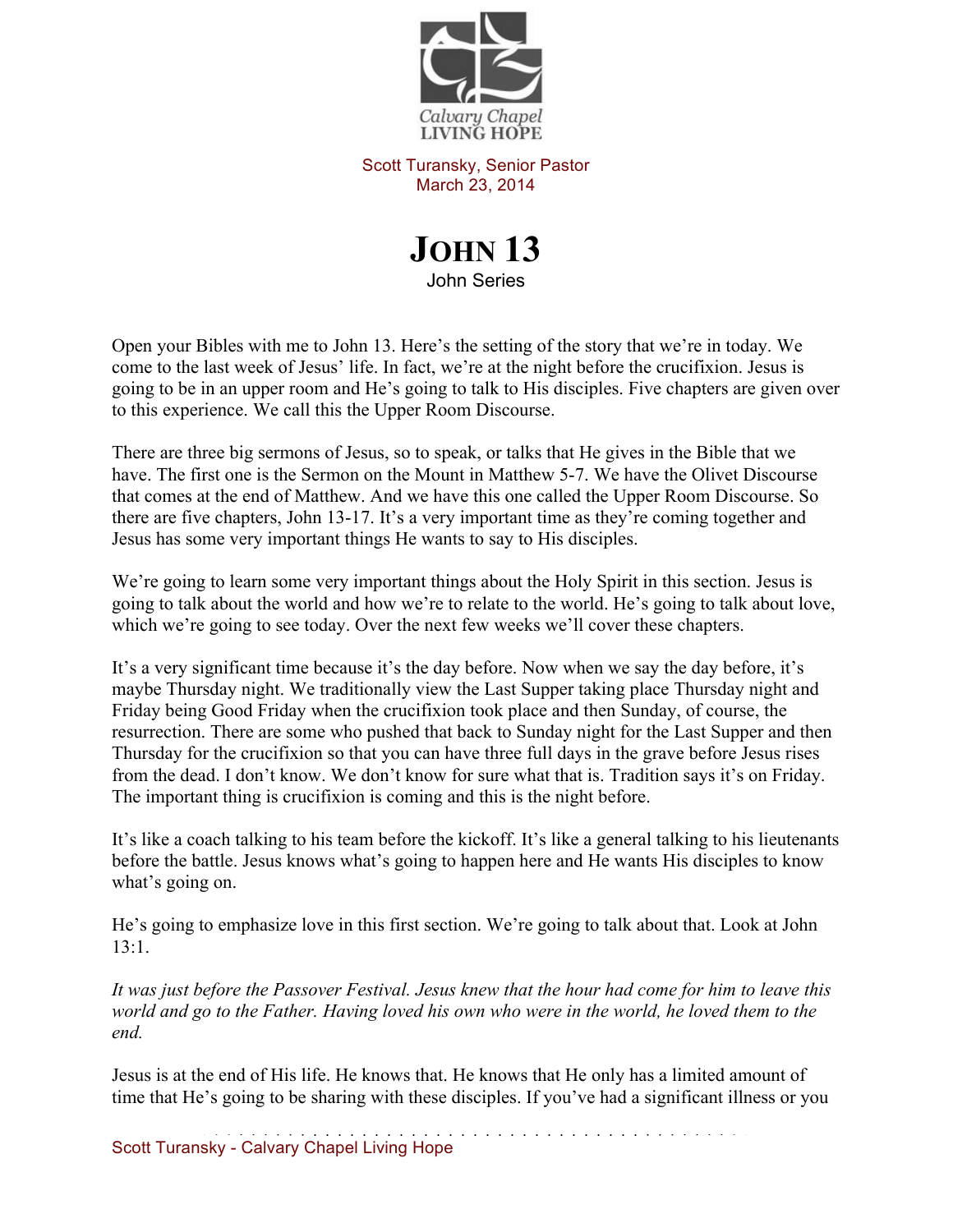Calvary Chapel
LIVING HOPE

Scott Turansky, Senior Pastor
March 23, 2014

# JOHN 13

John Series

Open your Bibles with me to John 13. Here's the setting of the story that we're in today. We come to the last week of Jesus' life. In fact, we're at the night before the crucifixion. Jesus is going to be in an upper room and He's going to talk to His disciples. Five chapters are given over to this experience. We call this the Upper Room Discourse.

There are three big sermons of Jesus, so to speak, or talks that He gives in the Bible that we have. The first one is the Sermon on the Mount in Matthew 5-7. We have the Olivet Discourse that comes at the end of Matthew. And we have this one called the Upper Room Discourse. So there are five chapters, John 13-17. It's a very important time as they're coming together and Jesus has some very important things He wants to say to His disciples.

We're going to learn some very important things about the Holy Spirit in this section. Jesus is going to talk about the world and how we're to relate to the world. He's going to talk about love, which we're going to see today. Over the next few weeks we'll cover these chapters.

It's a very significant time because it's the day before. Now when we say the day before, it's maybe Thursday night. We traditionally view the Last Supper taking place Thursday night and Friday being Good Friday when the crucifixion took place and then Sunday, of course, the resurrection. There are some who pushed that back to Sunday night for the Last Supper and then Thursday for the crucifixion so that you can have three full days in the grave before Jesus rises from the dead. I don't know. We don't know for sure what that is. Tradition says it's on Friday. The important thing is crucifixion is coming and this is the night before.

It's like a coach talking to his team before the kickoff. It's like a general talking to his lieutenants before the battle. Jesus knows what's going to happen here and He wants His disciples to know what's going on.

He's going to emphasize love in this first section. We're going to talk about that. Look at John 13:1.

*It was just before the Passover Festival. Jesus knew that the hour had come for him to leave this world and go to the Father. Having loved his own who were in the world, he loved them to the end.*

Jesus is at the end of His life. He knows that. He knows that He only has a limited amount of time that He's going to be sharing with these disciples. If you've had a significant illness or you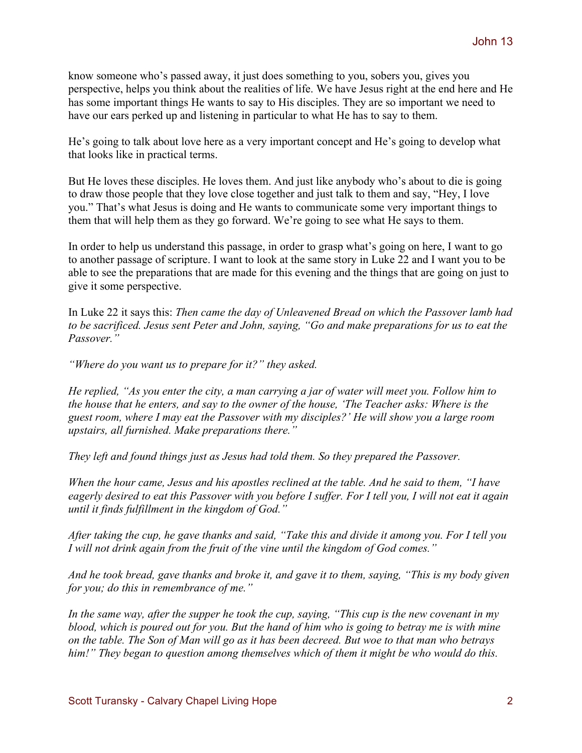know someone who's passed away, it just does something to you, sobers you, gives you perspective, helps you think about the realities of life. We have Jesus right at the end here and He has some important things He wants to say to His disciples. They are so important we need to have our ears perked up and listening in particular to what He has to say to them.

He's going to talk about love here as a very important concept and He's going to develop what that looks like in practical terms.

But He loves these disciples. He loves them. And just like anybody who's about to die is going to draw those people that they love close together and just talk to them and say, "Hey, I love you." That's what Jesus is doing and He wants to communicate some very important things to them that will help them as they go forward. We're going to see what He says to them.

In order to help us understand this passage, in order to grasp what's going on here, I want to go to another passage of scripture. I want to look at the same story in Luke 22 and I want you to be able to see the preparations that are made for this evening and the things that are going on just to give it some perspective.

In Luke 22 it says this: *Then came the day of Unleavened Bread on which the Passover lamb had to be sacrificed. Jesus sent Peter and John, saying, "Go and make preparations for us to eat the Passover."*

*"Where do you want us to prepare for it?" they asked.*

*He replied, "As you enter the city, a man carrying a jar of water will meet you. Follow him to the house that he enters, and say to the owner of the house, 'The Teacher asks: Where is the guest room, where I may eat the Passover with my disciples?' He will show you a large room upstairs, all furnished. Make preparations there."*

*They left and found things just as Jesus had told them. So they prepared the Passover.*

*When the hour came, Jesus and his apostles reclined at the table. And he said to them, "I have eagerly desired to eat this Passover with you before I suffer. For I tell you, I will not eat it again until it finds fulfillment in the kingdom of God."*

*After taking the cup, he gave thanks and said, "Take this and divide it among you. For I tell you I will not drink again from the fruit of the vine until the kingdom of God comes."*

*And he took bread, gave thanks and broke it, and gave it to them, saying, "This is my body given for you; do this in remembrance of me."*

*In the same way, after the supper he took the cup, saying, "This cup is the new covenant in my blood, which is poured out for you. But the hand of him who is going to betray me is with mine on the table. The Son of Man will go as it has been decreed. But woe to that man who betrays him!" They began to question among themselves which of them it might be who would do this.*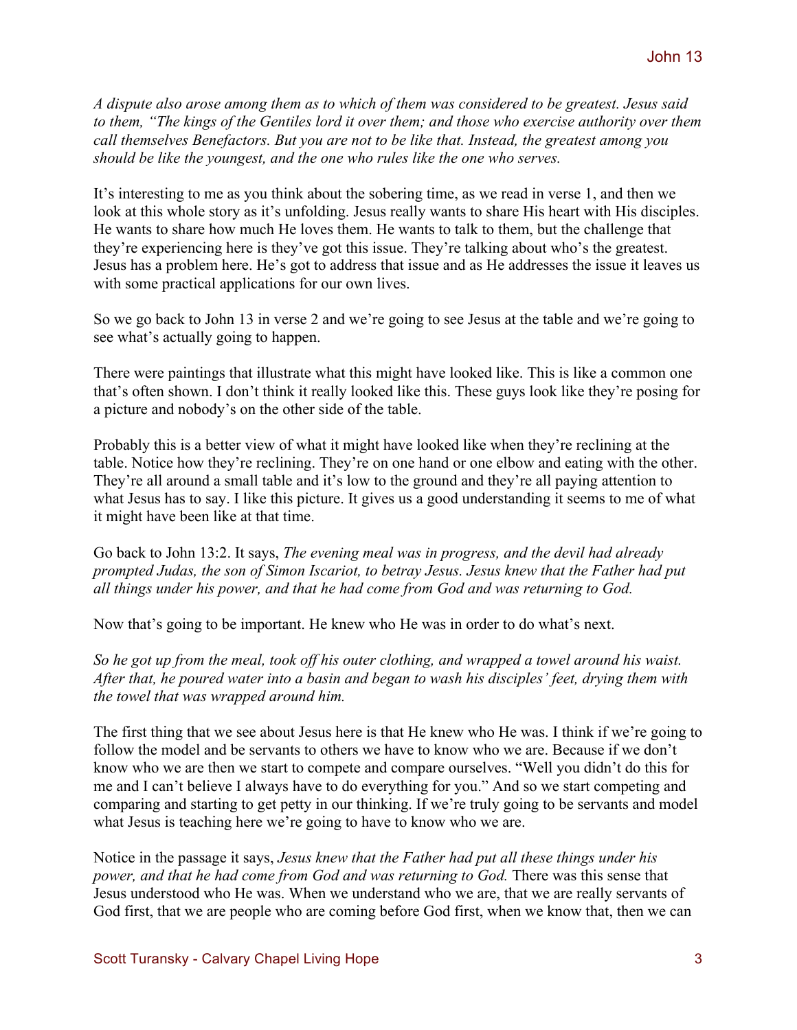*A dispute also arose among them as to which of them was considered to be greatest. Jesus said to them, "The kings of the Gentiles lord it over them; and those who exercise authority over them call themselves Benefactors. But you are not to be like that. Instead, the greatest among you should be like the youngest, and the one who rules like the one who serves.*

It's interesting to me as you think about the sobering time, as we read in verse 1, and then we look at this whole story as it's unfolding. Jesus really wants to share His heart with His disciples. He wants to share how much He loves them. He wants to talk to them, but the challenge that they're experiencing here is they've got this issue. They're talking about who's the greatest. Jesus has a problem here. He's got to address that issue and as He addresses the issue it leaves us with some practical applications for our own lives.

So we go back to John 13 in verse 2 and we're going to see Jesus at the table and we're going to see what's actually going to happen.

There were paintings that illustrate what this might have looked like. This is like a common one that's often shown. I don't think it really looked like this. These guys look like they're posing for a picture and nobody's on the other side of the table.

Probably this is a better view of what it might have looked like when they're reclining at the table. Notice how they're reclining. They're on one hand or one elbow and eating with the other. They're all around a small table and it's low to the ground and they're all paying attention to what Jesus has to say. I like this picture. It gives us a good understanding it seems to me of what it might have been like at that time.

Go back to John 13:2. It says, *The evening meal was in progress, and the devil had already prompted Judas, the son of Simon Iscariot, to betray Jesus. Jesus knew that the Father had put all things under his power, and that he had come from God and was returning to God.*

Now that's going to be important. He knew who He was in order to do what's next.

*So he got up from the meal, took off his outer clothing, and wrapped a towel around his waist. After that, he poured water into a basin and began to wash his disciples' feet, drying them with the towel that was wrapped around him.*

The first thing that we see about Jesus here is that He knew who He was. I think if we're going to follow the model and be servants to others we have to know who we are. Because if we don't know who we are then we start to compete and compare ourselves. "Well you didn't do this for me and I can't believe I always have to do everything for you." And so we start competing and comparing and starting to get petty in our thinking. If we're truly going to be servants and model what Jesus is teaching here we're going to have to know who we are.

Notice in the passage it says, *Jesus knew that the Father had put all these things under his power, and that he had come from God and was returning to God.* There was this sense that Jesus understood who He was. When we understand who we are, that we are really servants of God first, that we are people who are coming before God first, when we know that, then we can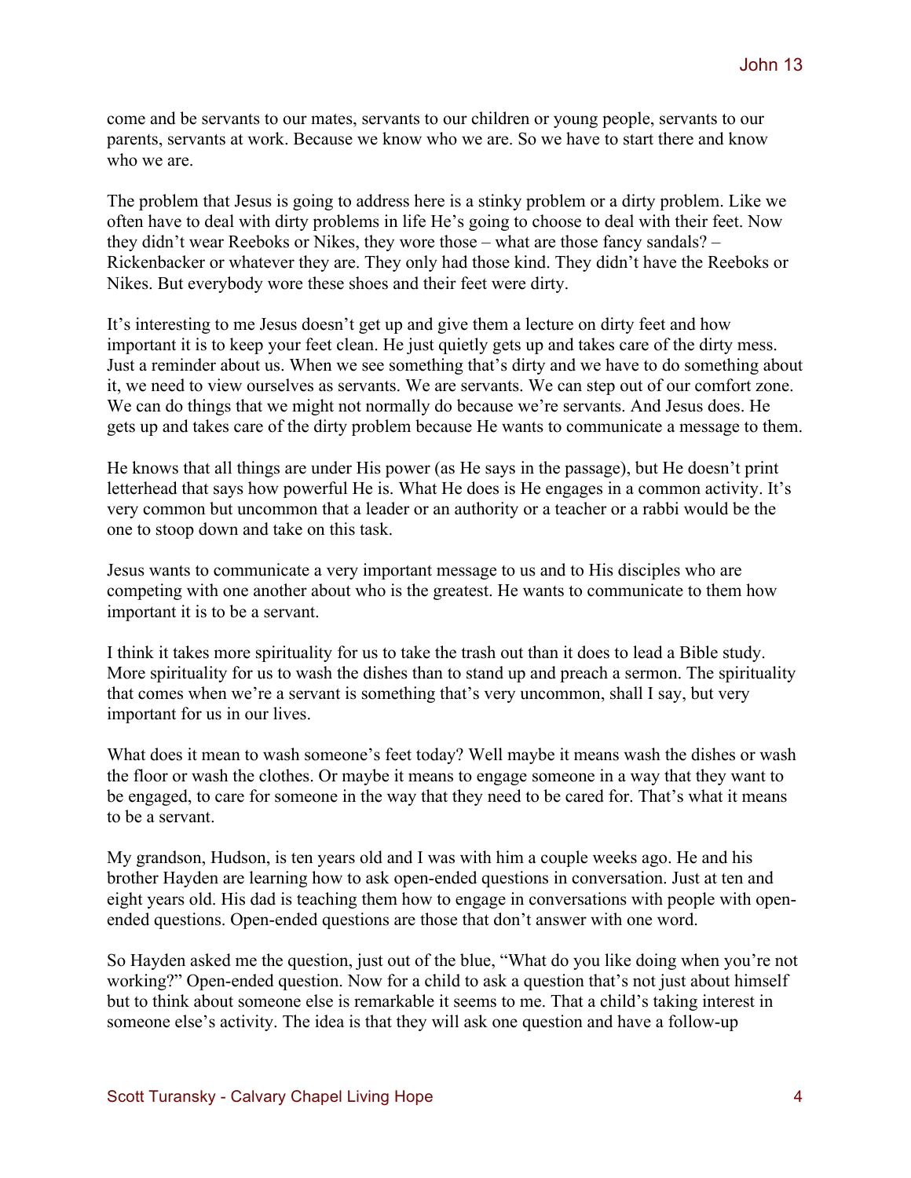come and be servants to our mates, servants to our children or young people, servants to our parents, servants at work. Because we know who we are. So we have to start there and know who we are.

The problem that Jesus is going to address here is a stinky problem or a dirty problem. Like we often have to deal with dirty problems in life He's going to choose to deal with their feet. Now they didn't wear Reeboks or Nikes, they wore those – what are those fancy sandals? – Rickenbacker or whatever they are. They only had those kind. They didn't have the Reeboks or Nikes. But everybody wore these shoes and their feet were dirty.

It's interesting to me Jesus doesn't get up and give them a lecture on dirty feet and how important it is to keep your feet clean. He just quietly gets up and takes care of the dirty mess. Just a reminder about us. When we see something that's dirty and we have to do something about it, we need to view ourselves as servants. We are servants. We can step out of our comfort zone. We can do things that we might not normally do because we're servants. And Jesus does. He gets up and takes care of the dirty problem because He wants to communicate a message to them.

He knows that all things are under His power (as He says in the passage), but He doesn't print letterhead that says how powerful He is. What He does is He engages in a common activity. It's very common but uncommon that a leader or an authority or a teacher or a rabbi would be the one to stoop down and take on this task.

Jesus wants to communicate a very important message to us and to His disciples who are competing with one another about who is the greatest. He wants to communicate to them how important it is to be a servant.

I think it takes more spirituality for us to take the trash out than it does to lead a Bible study. More spirituality for us to wash the dishes than to stand up and preach a sermon. The spirituality that comes when we're a servant is something that's very uncommon, shall I say, but very important for us in our lives.

What does it mean to wash someone's feet today? Well maybe it means wash the dishes or wash the floor or wash the clothes. Or maybe it means to engage someone in a way that they want to be engaged, to care for someone in the way that they need to be cared for. That's what it means to be a servant.

My grandson, Hudson, is ten years old and I was with him a couple weeks ago. He and his brother Hayden are learning how to ask open-ended questions in conversation. Just at ten and eight years old. His dad is teaching them how to engage in conversations with people with open-ended questions. Open-ended questions are those that don't answer with one word.

So Hayden asked me the question, just out of the blue, "What do you like doing when you're not working?" Open-ended question. Now for a child to ask a question that's not just about himself but to think about someone else is remarkable it seems to me. That a child's taking interest in someone else's activity. The idea is that they will ask one question and have a follow-up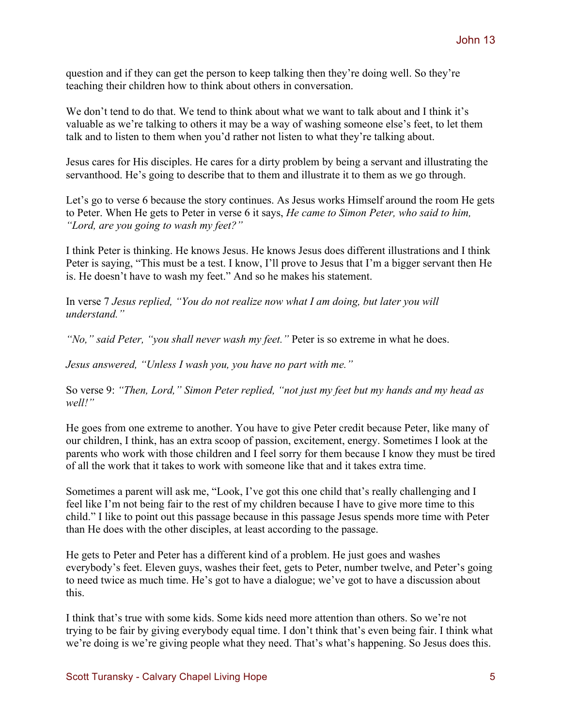question and if they can get the person to keep talking then they're doing well. So they're teaching their children how to think about others in conversation.

We don't tend to do that. We tend to think about what we want to talk about and I think it's valuable as we're talking to others it may be a way of washing someone else's feet, to let them talk and to listen to them when you'd rather not listen to what they're talking about.

Jesus cares for His disciples. He cares for a dirty problem by being a servant and illustrating the servanthood. He's going to describe that to them and illustrate it to them as we go through.

Let's go to verse 6 because the story continues. As Jesus works Himself around the room He gets to Peter. When He gets to Peter in verse 6 it says, *He came to Simon Peter, who said to him, "Lord, are you going to wash my feet?"*

I think Peter is thinking. He knows Jesus. He knows Jesus does different illustrations and I think Peter is saying, "This must be a test. I know, I'll prove to Jesus that I'm a bigger servant then He is. He doesn't have to wash my feet." And so he makes his statement.

In verse 7 *Jesus replied, "You do not realize now what I am doing, but later you will understand."*

*"No," said Peter, "you shall never wash my feet."* Peter is so extreme in what he does.

*Jesus answered, "Unless I wash you, you have no part with me."*

So verse 9: *"Then, Lord," Simon Peter replied, "not just my feet but my hands and my head as well!"*

He goes from one extreme to another. You have to give Peter credit because Peter, like many of our children, I think, has an extra scoop of passion, excitement, energy. Sometimes I look at the parents who work with those children and I feel sorry for them because I know they must be tired of all the work that it takes to work with someone like that and it takes extra time.

Sometimes a parent will ask me, "Look, I've got this one child that's really challenging and I feel like I'm not being fair to the rest of my children because I have to give more time to this child." I like to point out this passage because in this passage Jesus spends more time with Peter than He does with the other disciples, at least according to the passage.

He gets to Peter and Peter has a different kind of a problem. He just goes and washes everybody's feet. Eleven guys, washes their feet, gets to Peter, number twelve, and Peter's going to need twice as much time. He's got to have a dialogue; we've got to have a discussion about this.

I think that's true with some kids. Some kids need more attention than others. So we're not trying to be fair by giving everybody equal time. I don't think that's even being fair. I think what we're doing is we're giving people what they need. That's what's happening. So Jesus does this.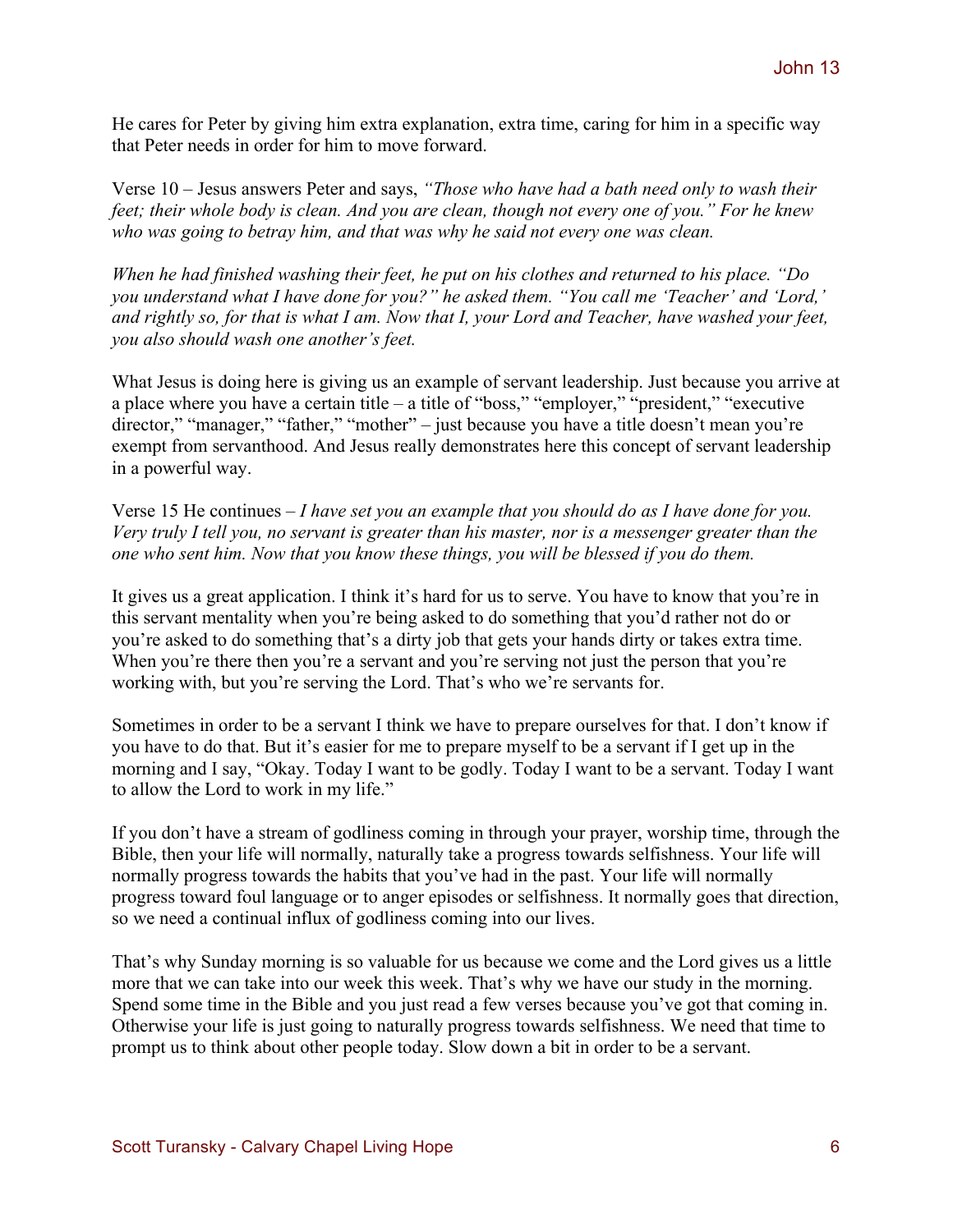He cares for Peter by giving him extra explanation, extra time, caring for him in a specific way that Peter needs in order for him to move forward.

Verse 10 – Jesus answers Peter and says, *"Those who have had a bath need only to wash their feet; their whole body is clean. And you are clean, though not every one of you." For he knew who was going to betray him, and that was why he said not every one was clean.*

*When he had finished washing their feet, he put on his clothes and returned to his place. "Do you understand what I have done for you?" he asked them. "You call me 'Teacher' and 'Lord,' and rightly so, for that is what I am. Now that I, your Lord and Teacher, have washed your feet, you also should wash one another's feet.*

What Jesus is doing here is giving us an example of servant leadership. Just because you arrive at a place where you have a certain title – a title of "boss," "employer," "president," "executive director," "manager," "father," "mother" – just because you have a title doesn't mean you're exempt from servanthood. And Jesus really demonstrates here this concept of servant leadership in a powerful way.

Verse 15 He continues – *I have set you an example that you should do as I have done for you. Very truly I tell you, no servant is greater than his master, nor is a messenger greater than the one who sent him. Now that you know these things, you will be blessed if you do them.*

It gives us a great application. I think it's hard for us to serve. You have to know that you're in this servant mentality when you're being asked to do something that you'd rather not do or you're asked to do something that's a dirty job that gets your hands dirty or takes extra time. When you're there then you're a servant and you're serving not just the person that you're working with, but you're serving the Lord. That's who we're servants for.

Sometimes in order to be a servant I think we have to prepare ourselves for that. I don't know if you have to do that. But it's easier for me to prepare myself to be a servant if I get up in the morning and I say, "Okay. Today I want to be godly. Today I want to be a servant. Today I want to allow the Lord to work in my life."

If you don't have a stream of godliness coming in through your prayer, worship time, through the Bible, then your life will normally, naturally take a progress towards selfishness. Your life will normally progress towards the habits that you've had in the past. Your life will normally progress toward foul language or to anger episodes or selfishness. It normally goes that direction, so we need a continual influx of godliness coming into our lives.

That's why Sunday morning is so valuable for us because we come and the Lord gives us a little more that we can take into our week this week. That's why we have our study in the morning. Spend some time in the Bible and you just read a few verses because you've got that coming in. Otherwise your life is just going to naturally progress towards selfishness. We need that time to prompt us to think about other people today. Slow down a bit in order to be a servant.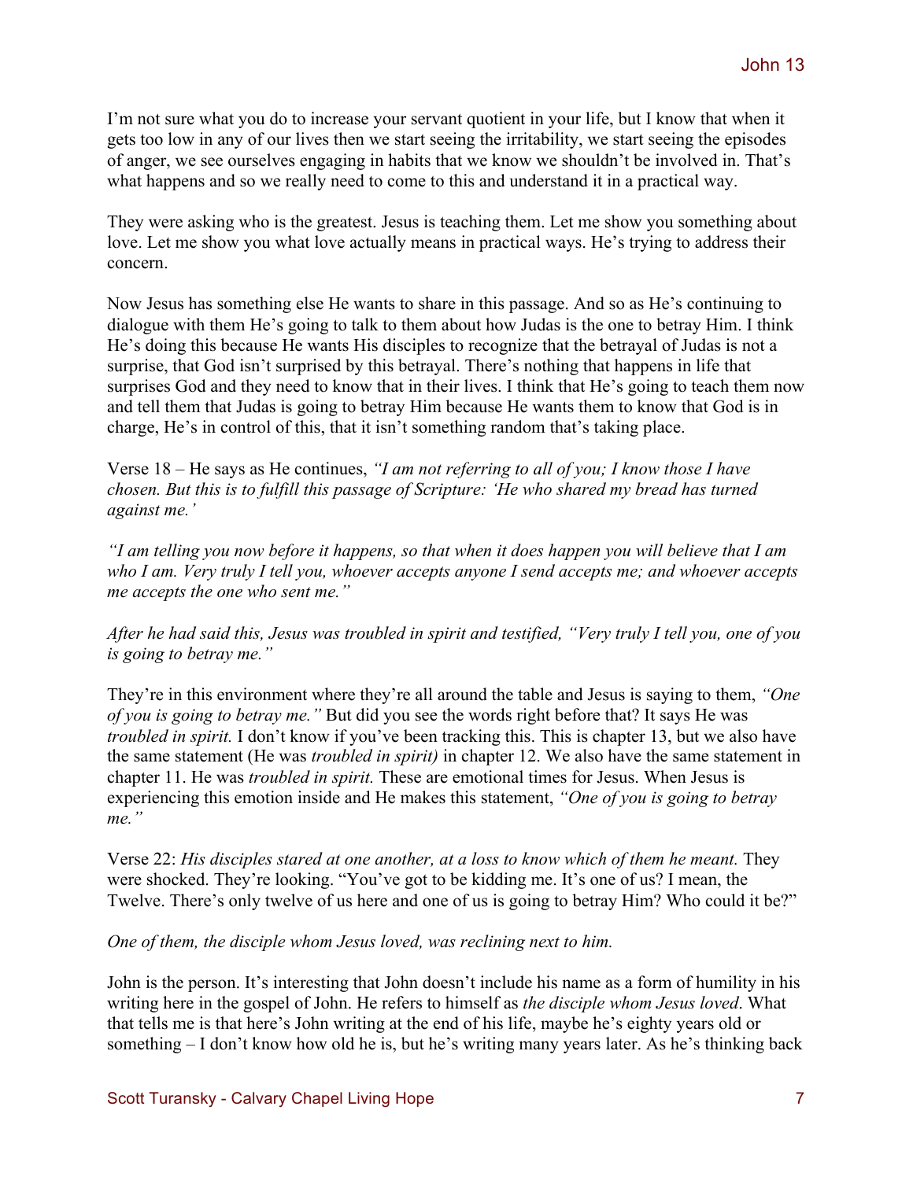I'm not sure what you do to increase your servant quotient in your life, but I know that when it gets too low in any of our lives then we start seeing the irritability, we start seeing the episodes of anger, we see ourselves engaging in habits that we know we shouldn't be involved in. That's what happens and so we really need to come to this and understand it in a practical way.

They were asking who is the greatest. Jesus is teaching them. Let me show you something about love. Let me show you what love actually means in practical ways. He's trying to address their concern.

Now Jesus has something else He wants to share in this passage. And so as He's continuing to dialogue with them He's going to talk to them about how Judas is the one to betray Him. I think He's doing this because He wants His disciples to recognize that the betrayal of Judas is not a surprise, that God isn't surprised by this betrayal. There's nothing that happens in life that surprises God and they need to know that in their lives. I think that He's going to teach them now and tell them that Judas is going to betray Him because He wants them to know that God is in charge, He's in control of this, that it isn't something random that's taking place.

Verse 18 – He says as He continues, *"I am not referring to all of you; I know those I have chosen. But this is to fulfill this passage of Scripture: 'He who shared my bread has turned against me.'*

*"I am telling you now before it happens, so that when it does happen you will believe that I am who I am. Very truly I tell you, whoever accepts anyone I send accepts me; and whoever accepts me accepts the one who sent me."*

*After he had said this, Jesus was troubled in spirit and testified, "Very truly I tell you, one of you is going to betray me."*

They're in this environment where they're all around the table and Jesus is saying to them, *"One of you is going to betray me."* But did you see the words right before that? It says He was *troubled in spirit.* I don't know if you've been tracking this. This is chapter 13, but we also have the same statement (He was *troubled in spirit)* in chapter 12. We also have the same statement in chapter 11. He was *troubled in spirit.* These are emotional times for Jesus. When Jesus is experiencing this emotion inside and He makes this statement, *"One of you is going to betray me."*

Verse 22: *His disciples stared at one another, at a loss to know which of them he meant.* They were shocked. They're looking. "You've got to be kidding me. It's one of us? I mean, the Twelve. There's only twelve of us here and one of us is going to betray Him? Who could it be?"

*One of them, the disciple whom Jesus loved, was reclining next to him.*

John is the person. It's interesting that John doesn't include his name as a form of humility in his writing here in the gospel of John. He refers to himself as *the disciple whom Jesus loved*. What that tells me is that here's John writing at the end of his life, maybe he's eighty years old or something – I don't know how old he is, but he's writing many years later. As he's thinking back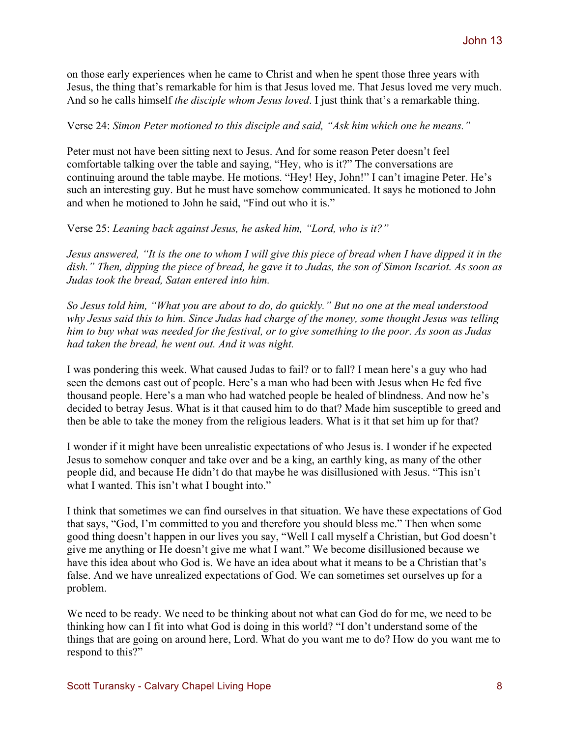on those early experiences when he came to Christ and when he spent those three years with Jesus, the thing that's remarkable for him is that Jesus loved me. That Jesus loved me very much. And so he calls himself *the disciple whom Jesus loved*. I just think that's a remarkable thing.

Verse 24: *Simon Peter motioned to this disciple and said, "Ask him which one he means."*

Peter must not have been sitting next to Jesus. And for some reason Peter doesn't feel comfortable talking over the table and saying, "Hey, who is it?" The conversations are continuing around the table maybe. He motions. "Hey! Hey, John!" I can't imagine Peter. He's such an interesting guy. But he must have somehow communicated. It says he motioned to John and when he motioned to John he said, "Find out who it is."

Verse 25: *Leaning back against Jesus, he asked him, "Lord, who is it?"*

*Jesus answered, "It is the one to whom I will give this piece of bread when I have dipped it in the dish." Then, dipping the piece of bread, he gave it to Judas, the son of Simon Iscariot. As soon as Judas took the bread, Satan entered into him.*

*So Jesus told him, "What you are about to do, do quickly." But no one at the meal understood why Jesus said this to him. Since Judas had charge of the money, some thought Jesus was telling him to buy what was needed for the festival, or to give something to the poor. As soon as Judas had taken the bread, he went out. And it was night.*

I was pondering this week. What caused Judas to fail? or to fall? I mean here's a guy who had seen the demons cast out of people. Here's a man who had been with Jesus when He fed five thousand people. Here's a man who had watched people be healed of blindness. And now he's decided to betray Jesus. What is it that caused him to do that? Made him susceptible to greed and then be able to take the money from the religious leaders. What is it that set him up for that?

I wonder if it might have been unrealistic expectations of who Jesus is. I wonder if he expected Jesus to somehow conquer and take over and be a king, an earthly king, as many of the other people did, and because He didn't do that maybe he was disillusioned with Jesus. "This isn't what I wanted. This isn't what I bought into."

I think that sometimes we can find ourselves in that situation. We have these expectations of God that says, "God, I'm committed to you and therefore you should bless me." Then when some good thing doesn't happen in our lives you say, "Well I call myself a Christian, but God doesn't give me anything or He doesn't give me what I want." We become disillusioned because we have this idea about who God is. We have an idea about what it means to be a Christian that's false. And we have unrealized expectations of God. We can sometimes set ourselves up for a problem.

We need to be ready. We need to be thinking about not what can God do for me, we need to be thinking how can I fit into what God is doing in this world? "I don't understand some of the things that are going on around here, Lord. What do you want me to do? How do you want me to respond to this?"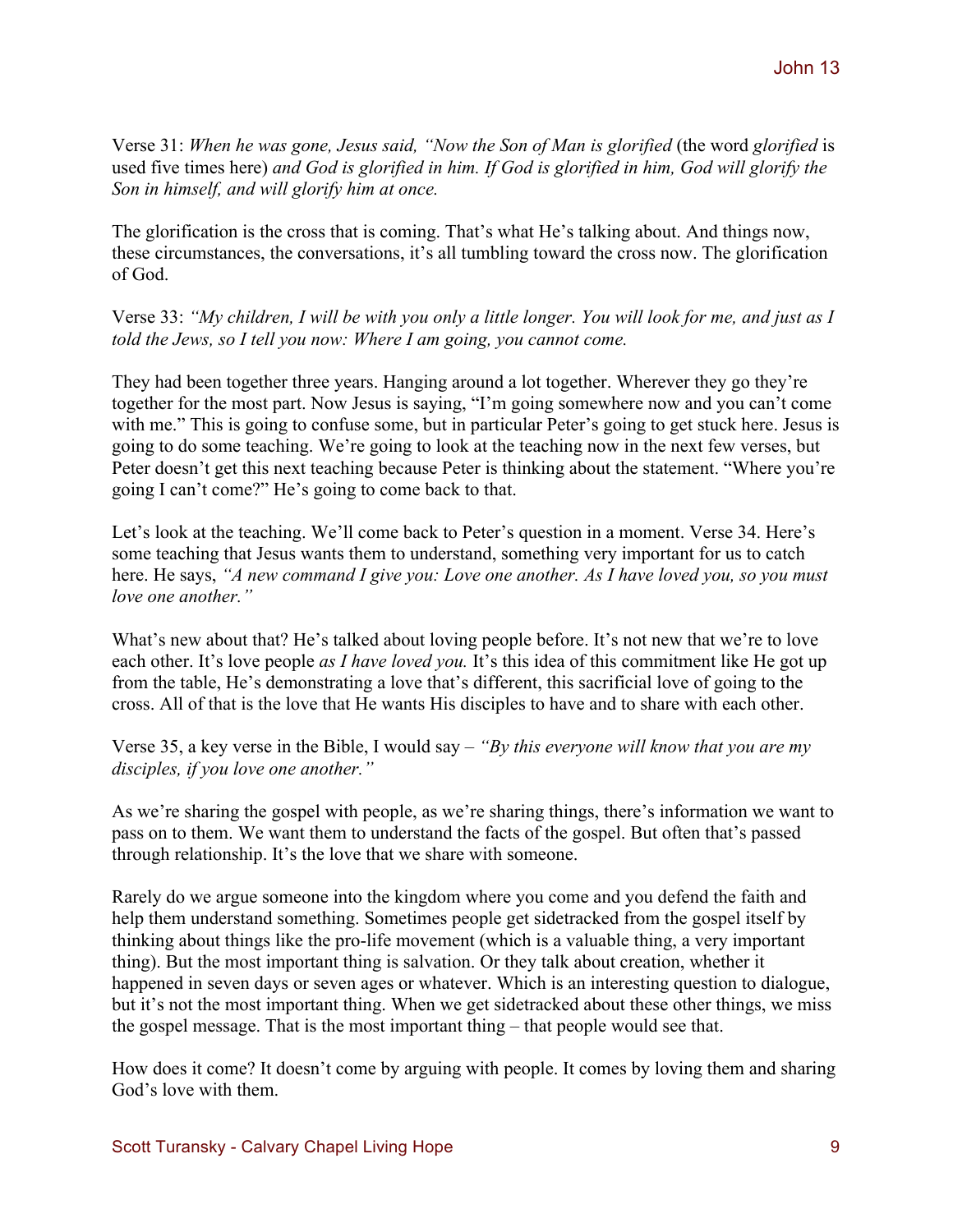Verse 31: *When he was gone, Jesus said, "Now the Son of Man is glorified* (the word *glorified* is used five times here) *and God is glorified in him. If God is glorified in him, God will glorify the Son in himself, and will glorify him at once.*

The glorification is the cross that is coming. That's what He's talking about. And things now, these circumstances, the conversations, it's all tumbling toward the cross now. The glorification of God.

Verse 33: *"My children, I will be with you only a little longer. You will look for me, and just as I told the Jews, so I tell you now: Where I am going, you cannot come.*

They had been together three years. Hanging around a lot together. Wherever they go they're together for the most part. Now Jesus is saying, "I'm going somewhere now and you can't come with me." This is going to confuse some, but in particular Peter's going to get stuck here. Jesus is going to do some teaching. We're going to look at the teaching now in the next few verses, but Peter doesn't get this next teaching because Peter is thinking about the statement. "Where you're going I can't come?" He's going to come back to that.

Let's look at the teaching. We'll come back to Peter's question in a moment. Verse 34. Here's some teaching that Jesus wants them to understand, something very important for us to catch here. He says, *"A new command I give you: Love one another. As I have loved you, so you must love one another."*

What's new about that? He's talked about loving people before. It's not new that we're to love each other. It's love people *as I have loved you.* It's this idea of this commitment like He got up from the table, He's demonstrating a love that's different, this sacrificial love of going to the cross. All of that is the love that He wants His disciples to have and to share with each other.

Verse 35, a key verse in the Bible, I would say – *"By this everyone will know that you are my disciples, if you love one another."*

As we're sharing the gospel with people, as we're sharing things, there's information we want to pass on to them. We want them to understand the facts of the gospel. But often that's passed through relationship. It's the love that we share with someone.

Rarely do we argue someone into the kingdom where you come and you defend the faith and help them understand something. Sometimes people get sidetracked from the gospel itself by thinking about things like the pro-life movement (which is a valuable thing, a very important thing). But the most important thing is salvation. Or they talk about creation, whether it happened in seven days or seven ages or whatever. Which is an interesting question to dialogue, but it's not the most important thing. When we get sidetracked about these other things, we miss the gospel message. That is the most important thing – that people would see that.

How does it come? It doesn't come by arguing with people. It comes by loving them and sharing God's love with them.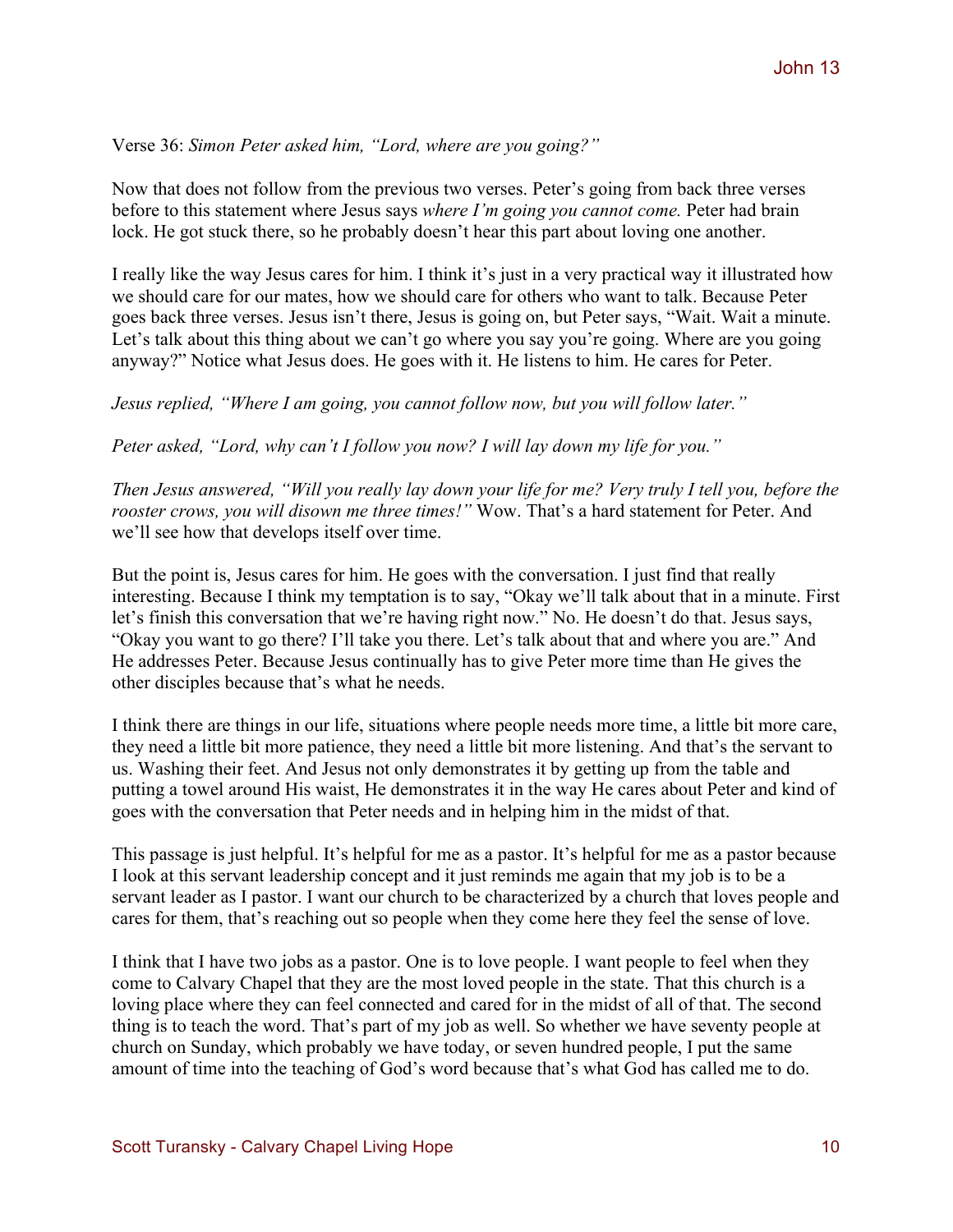Verse 36: *Simon Peter asked him, "Lord, where are you going?"*

Now that does not follow from the previous two verses. Peter's going from back three verses before to this statement where Jesus says *where I'm going you cannot come.* Peter had brain lock. He got stuck there, so he probably doesn't hear this part about loving one another.

I really like the way Jesus cares for him. I think it's just in a very practical way it illustrated how we should care for our mates, how we should care for others who want to talk. Because Peter goes back three verses. Jesus isn't there, Jesus is going on, but Peter says, "Wait. Wait a minute. Let's talk about this thing about we can't go where you say you're going. Where are you going anyway?" Notice what Jesus does. He goes with it. He listens to him. He cares for Peter.

*Jesus replied, "Where I am going, you cannot follow now, but you will follow later."*

*Peter asked, "Lord, why can't I follow you now? I will lay down my life for you."*

*Then Jesus answered, "Will you really lay down your life for me? Very truly I tell you, before the rooster crows, you will disown me three times!"* Wow. That's a hard statement for Peter. And we'll see how that develops itself over time.

But the point is, Jesus cares for him. He goes with the conversation. I just find that really interesting. Because I think my temptation is to say, "Okay we'll talk about that in a minute. First let's finish this conversation that we're having right now." No. He doesn't do that. Jesus says, "Okay you want to go there? I'll take you there. Let's talk about that and where you are." And He addresses Peter. Because Jesus continually has to give Peter more time than He gives the other disciples because that's what he needs.

I think there are things in our life, situations where people needs more time, a little bit more care, they need a little bit more patience, they need a little bit more listening. And that's the servant to us. Washing their feet. And Jesus not only demonstrates it by getting up from the table and putting a towel around His waist, He demonstrates it in the way He cares about Peter and kind of goes with the conversation that Peter needs and in helping him in the midst of that.

This passage is just helpful. It's helpful for me as a pastor. It's helpful for me as a pastor because I look at this servant leadership concept and it just reminds me again that my job is to be a servant leader as I pastor. I want our church to be characterized by a church that loves people and cares for them, that's reaching out so people when they come here they feel the sense of love.

I think that I have two jobs as a pastor. One is to love people. I want people to feel when they come to Calvary Chapel that they are the most loved people in the state. That this church is a loving place where they can feel connected and cared for in the midst of all of that. The second thing is to teach the word. That's part of my job as well. So whether we have seventy people at church on Sunday, which probably we have today, or seven hundred people, I put the same amount of time into the teaching of God's word because that's what God has called me to do.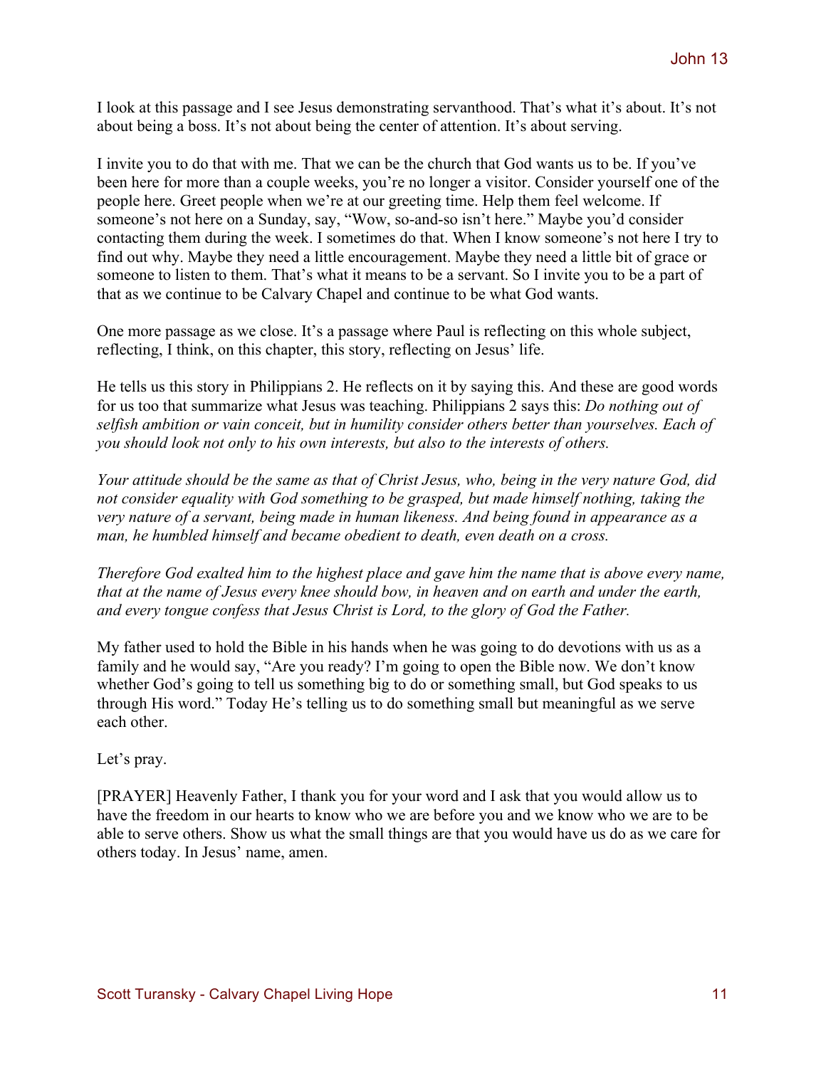I look at this passage and I see Jesus demonstrating servanthood. That's what it's about. It's not about being a boss. It's not about being the center of attention. It's about serving.

I invite you to do that with me. That we can be the church that God wants us to be. If you've been here for more than a couple weeks, you're no longer a visitor. Consider yourself one of the people here. Greet people when we're at our greeting time. Help them feel welcome. If someone's not here on a Sunday, say, "Wow, so-and-so isn't here." Maybe you'd consider contacting them during the week. I sometimes do that. When I know someone's not here I try to find out why. Maybe they need a little encouragement. Maybe they need a little bit of grace or someone to listen to them. That's what it means to be a servant. So I invite you to be a part of that as we continue to be Calvary Chapel and continue to be what God wants.

One more passage as we close. It's a passage where Paul is reflecting on this whole subject, reflecting, I think, on this chapter, this story, reflecting on Jesus' life.

He tells us this story in Philippians 2. He reflects on it by saying this. And these are good words for us too that summarize what Jesus was teaching. Philippians 2 says this: *Do nothing out of selfish ambition or vain conceit, but in humility consider others better than yourselves. Each of you should look not only to his own interests, but also to the interests of others.*

*Your attitude should be the same as that of Christ Jesus, who, being in the very nature God, did not consider equality with God something to be grasped, but made himself nothing, taking the very nature of a servant, being made in human likeness. And being found in appearance as a man, he humbled himself and became obedient to death, even death on a cross.*

*Therefore God exalted him to the highest place and gave him the name that is above every name, that at the name of Jesus every knee should bow, in heaven and on earth and under the earth, and every tongue confess that Jesus Christ is Lord, to the glory of God the Father.*

My father used to hold the Bible in his hands when he was going to do devotions with us as a family and he would say, "Are you ready? I'm going to open the Bible now. We don't know whether God's going to tell us something big to do or something small, but God speaks to us through His word." Today He's telling us to do something small but meaningful as we serve each other.

Let's pray.

[PRAYER] Heavenly Father, I thank you for your word and I ask that you would allow us to have the freedom in our hearts to know who we are before you and we know who we are to be able to serve others. Show us what the small things are that you would have us do as we care for others today. In Jesus' name, amen.